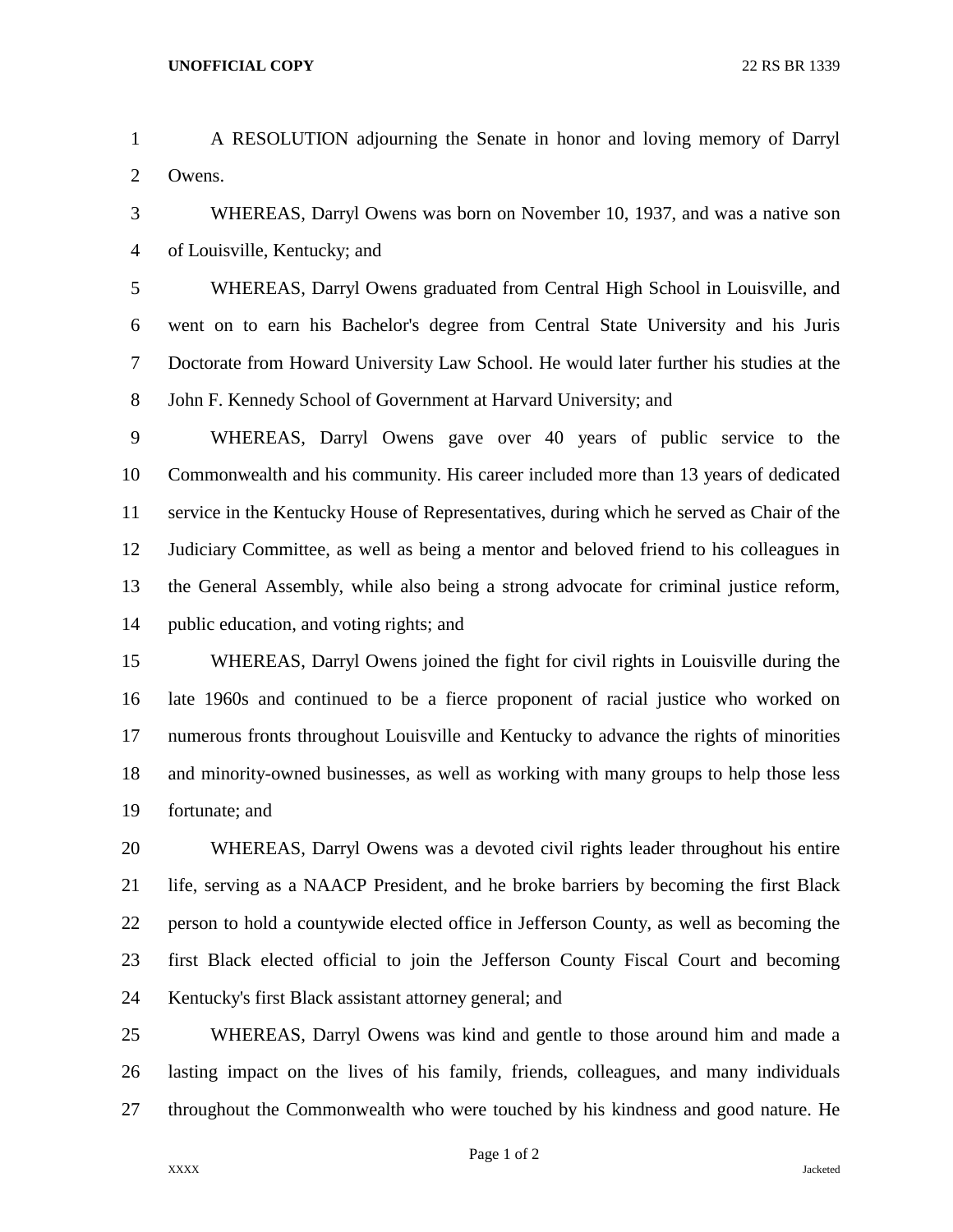A RESOLUTION adjourning the Senate in honor and loving memory of Darryl Owens.

WHEREAS, Darryl Owens was born on November 10, 1937, and was a native son of Louisville, Kentucky; and

WHEREAS, Darryl Owens graduated from Central High School in Louisville, and went on to earn his Bachelor's degree from Central State University and his Juris Doctorate from Howard University Law School. He would later further his studies at the John F. Kennedy School of Government at Harvard University; and

WHEREAS, Darryl Owens gave over 40 years of public service to the Commonwealth and his community. His career included more than 13 years of dedicated service in the Kentucky House of Representatives, during which he served as Chair of the Judiciary Committee, as well as being a mentor and beloved friend to his colleagues in the General Assembly, while also being a strong advocate for criminal justice reform, public education, and voting rights; and

WHEREAS, Darryl Owens joined the fight for civil rights in Louisville during the late 1960s and continued to be a fierce proponent of racial justice who worked on numerous fronts throughout Louisville and Kentucky to advance the rights of minorities and minority-owned businesses, as well as working with many groups to help those less fortunate; and

WHEREAS, Darryl Owens was a devoted civil rights leader throughout his entire life, serving as a NAACP President, and he broke barriers by becoming the first Black person to hold a countywide elected office in Jefferson County, as well as becoming the first Black elected official to join the Jefferson County Fiscal Court and becoming Kentucky's first Black assistant attorney general; and

WHEREAS, Darryl Owens was kind and gentle to those around him and made a lasting impact on the lives of his family, friends, colleagues, and many individuals throughout the Commonwealth who were touched by his kindness and good nature. He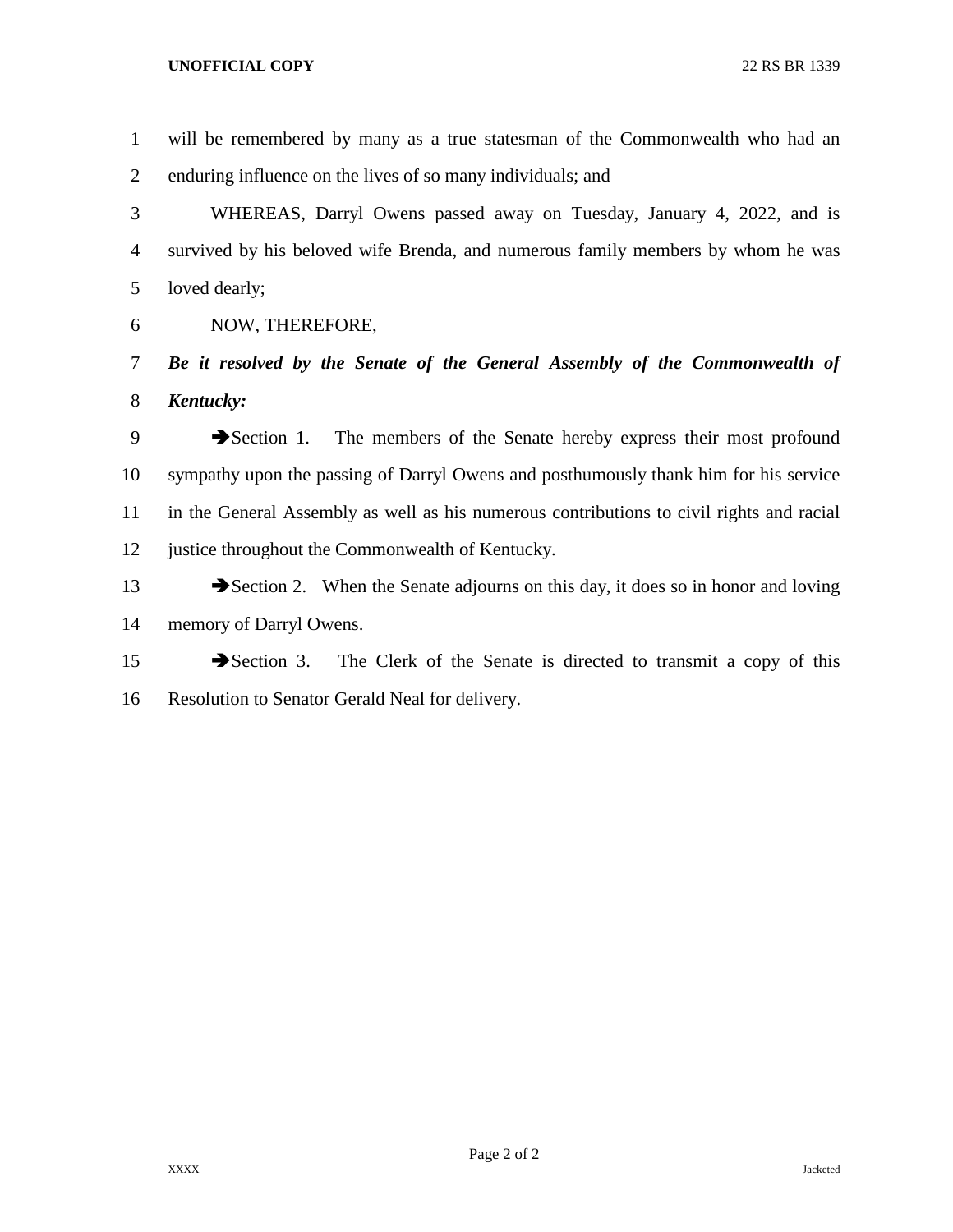will be remembered by many as a true statesman of the Commonwealth who had an enduring influence on the lives of so many individuals; and

WHEREAS, Darryl Owens passed away on Tuesday, January 4, 2022, and is survived by his beloved wife Brenda, and numerous family members by whom he was loved dearly;

NOW, THEREFORE,

***Be it resolved by the Senate of the General Assembly of the Commonwealth of Kentucky:***

➔Section 1. The members of the Senate hereby express their most profound sympathy upon the passing of Darryl Owens and posthumously thank him for his service in the General Assembly as well as his numerous contributions to civil rights and racial justice throughout the Commonwealth of Kentucky.

➔Section 2. When the Senate adjourns on this day, it does so in honor and loving memory of Darryl Owens.

➔Section 3. The Clerk of the Senate is directed to transmit a copy of this Resolution to Senator Gerald Neal for delivery.